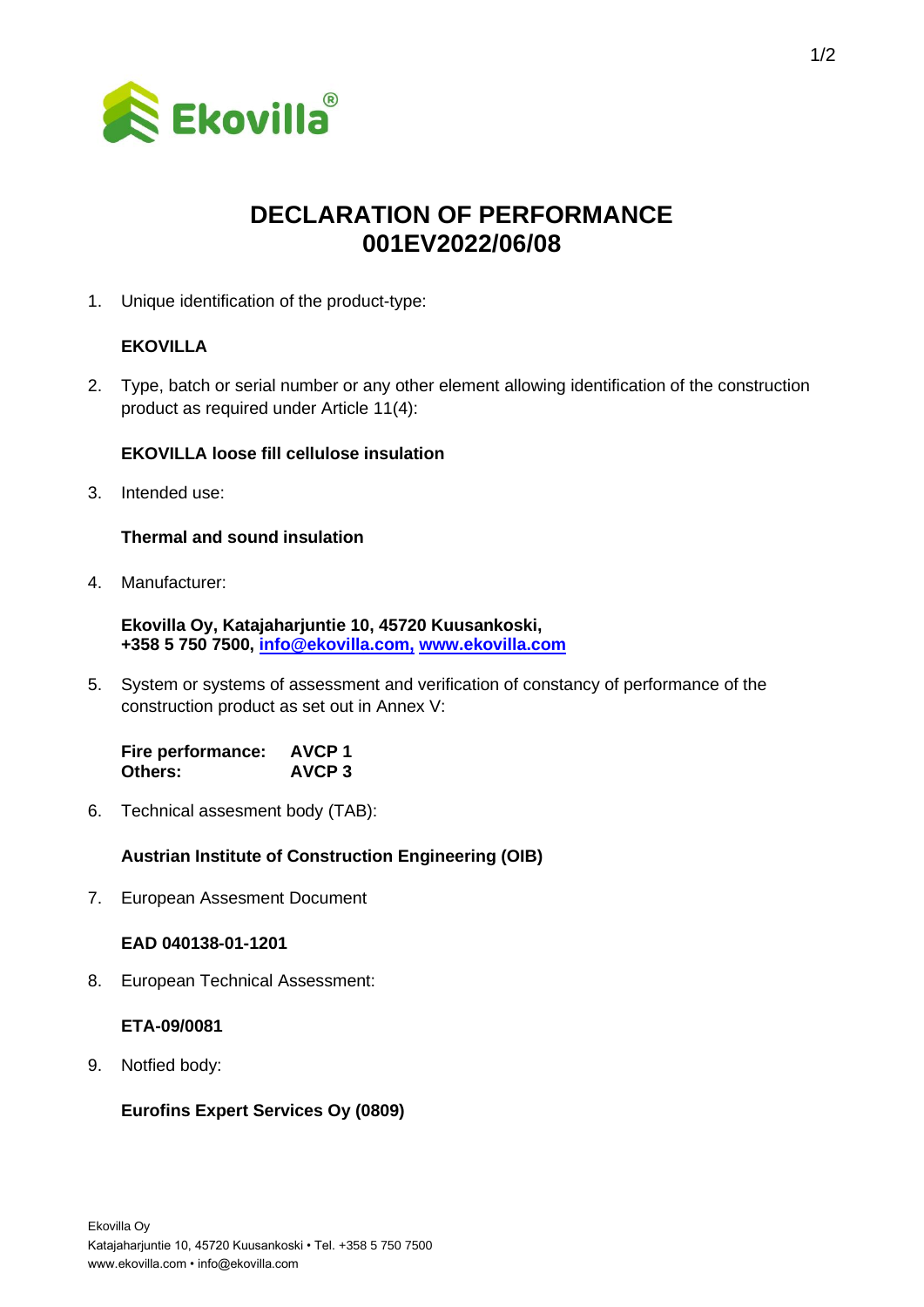# DECLARATION OF PERFORMANCE
# 001EV2022/06/08

1. Unique identification of the product-type:

   **EKOVILLA**

2. Type, batch or serial number or any other element allowing identification of the construction product as required under Article 11(4):

   **EKOVILLA loose fill cellulose insulation**

3. Intended use:

   **Thermal and sound insulation**

4. Manufacturer:

   **Ekovilla Oy, Katajaharjuntie 10, 45720 Kuusankoski,**
   **+358 5 750 7500, info@ekovilla.com, www.ekovilla.com**

5. System or systems of assessment and verification of constancy of performance of the construction product as set out in Annex V:

   **Fire performance: AVCP 1**
   **Others: AVCP 3**

6. Technical assesment body (TAB):

   **Austrian Institute of Construction Engineering (OIB)**

7. European Assesment Document

   **EAD 040138-01-1201**

8. European Technical Assessment:

   **ETA-09/0081**

9. Notfied body:

   **Eurofins Expert Services Oy (0809)**

Ekovilla Oy
Katajaharjuntie 10, 45720 Kuusankoski • Tel. +358 5 750 7500
www.ekovilla.com • info@ekovilla.com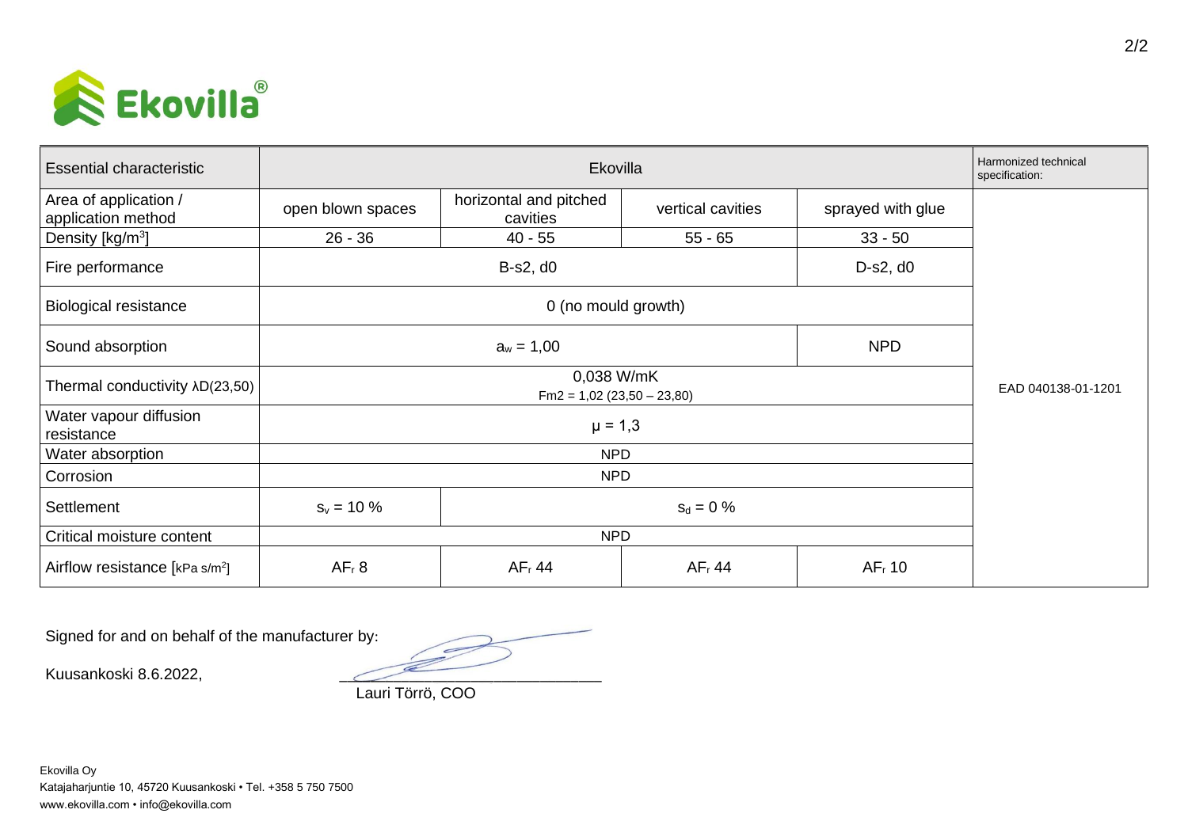| Essential characteristic | Ekovilla | | | | Harmonized technical specification: |
|---|---|---|---|---|---|
| Area of application / application method | open blown spaces | horizontal and pitched cavities | vertical cavities | sprayed with glue | EAD 040138-01-1201 |
| Density [kg/m$^3$] | 26 - 36 | 40 - 55 | 55 - 65 | 33 - 50 | |
| Fire performance | B-s2, d0 | | | D-s2, d0 | |
| Biological resistance | 0 (no mould growth) | | | | |
| Sound absorption | $a_w$ = 1,00 | | | NPD | |
| Thermal conductivity λD(23,50) | 0,038 W/mK<br>Fm2 = 1,02 (23,50 – 23,80) | | | | |
| Water vapour diffusion resistance | μ = 1,3 | | | | |
| Water absorption | NPD | | | | |
| Corrosion | NPD | | | | |
| Settlement | $s_v$ = 10 % | $s_d$ = 0 % | | | |
| Critical moisture content | NPD | | | | |
| Airflow resistance [kPa s/m$^2$] | $AF_r$ 8 | $AF_r$ 44 | $AF_r$ 44 | $AF_r$ 10 | |

Signed for and on behalf of the manufacturer by:

Kuusankoski 8.6.2022,

Lauri Törrö, COO

Ekovilla Oy
Katajaharjuntie 10, 45720 Kuusankoski • Tel. +358 5 750 7500
www.ekovilla.com • info@ekovilla.com